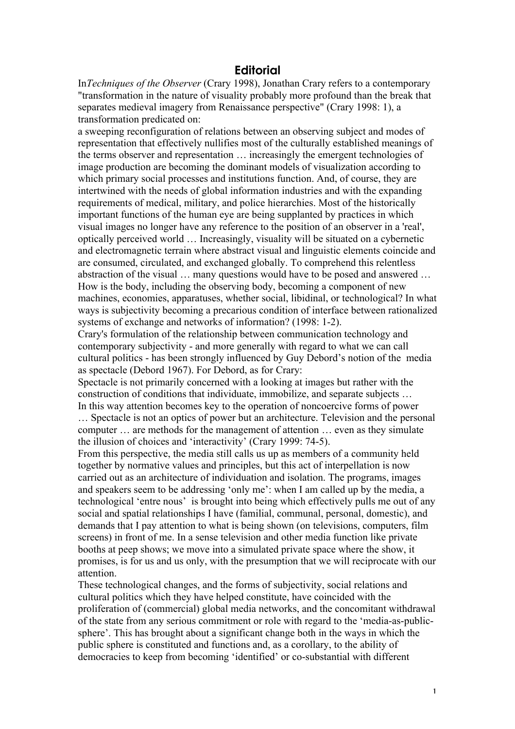# Editorial

In *Techniques of the Observer* (Crary 1998), Jonathan Crary refers to a contemporary "transformation in the nature of visuality probably more profound than the break that separates medieval imagery from Renaissance perspective" (Crary 1998: 1), a transformation predicated on:

a sweeping reconfiguration of relations between an observing subject and modes of representation that effectively nullifies most of the culturally established meanings of the terms observer and representation … increasingly the emergent technologies of image production are becoming the dominant models of visualization according to which primary social processes and institutions function. And, of course, they are intertwined with the needs of global information industries and with the expanding requirements of medical, military, and police hierarchies. Most of the historically important functions of the human eye are being supplanted by practices in which visual images no longer have any reference to the position of an observer in a 'real', optically perceived world … Increasingly, visuality will be situated on a cybernetic and electromagnetic terrain where abstract visual and linguistic elements coincide and are consumed, circulated, and exchanged globally. To comprehend this relentless abstraction of the visual … many questions would have to be posed and answered … How is the body, including the observing body, becoming a component of new machines, economies, apparatuses, whether social, libidinal, or technological? In what ways is subjectivity becoming a precarious condition of interface between rationalized systems of exchange and networks of information? (1998: 1-2).

Crary's formulation of the relationship between communication technology and contemporary subjectivity - and more generally with regard to what we can call cultural politics - has been strongly influenced by Guy Debord's notion of the media as spectacle (Debord 1967). For Debord, as for Crary:

Spectacle is not primarily concerned with a looking at images but rather with the construction of conditions that individuate, immobilize, and separate subjects …
In this way attention becomes key to the operation of noncoercive forms of power … Spectacle is not an optics of power but an architecture. Television and the personal computer … are methods for the management of attention … even as they simulate the illusion of choices and 'interactivity' (Crary 1999: 74-5).

From this perspective, the media still calls us up as members of a community held together by normative values and principles, but this act of interpellation is now carried out as an architecture of individuation and isolation. The programs, images and speakers seem to be addressing 'only me': when I am called up by the media, a technological 'entre nous' is brought into being which effectively pulls me out of any social and spatial relationships I have (familial, communal, personal, domestic), and demands that I pay attention to what is being shown (on televisions, computers, film screens) in front of me. In a sense television and other media function like private booths at peep shows; we move into a simulated private space where the show, it promises, is for us and us only, with the presumption that we will reciprocate with our attention.

These technological changes, and the forms of subjectivity, social relations and cultural politics which they have helped constitute, have coincided with the proliferation of (commercial) global media networks, and the concomitant withdrawal of the state from any serious commitment or role with regard to the 'media-as-public-sphere'. This has brought about a significant change both in the ways in which the public sphere is constituted and functions and, as a corollary, to the ability of democracies to keep from becoming 'identified' or co-substantial with different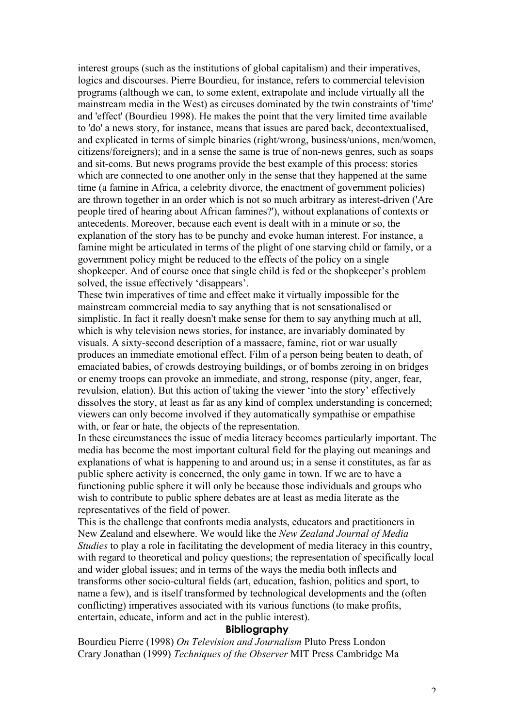interest groups (such as the institutions of global capitalism) and their imperatives, logics and discourses. Pierre Bourdieu, for instance, refers to commercial television programs (although we can, to some extent, extrapolate and include virtually all the mainstream media in the West) as circuses dominated by the twin constraints of 'time' and 'effect' (Bourdieu 1998). He makes the point that the very limited time available to 'do' a news story, for instance, means that issues are pared back, decontextualised, and explicated in terms of simple binaries (right/wrong, business/unions, men/women, citizens/foreigners); and in a sense the same is true of non-news genres, such as soaps and sit-coms. But news programs provide the best example of this process: stories which are connected to one another only in the sense that they happened at the same time (a famine in Africa, a celebrity divorce, the enactment of government policies) are thrown together in an order which is not so much arbitrary as interest-driven ('Are people tired of hearing about African famines?'), without explanations of contexts or antecedents. Moreover, because each event is dealt with in a minute or so, the explanation of the story has to be punchy and evoke human interest. For instance, a famine might be articulated in terms of the plight of one starving child or family, or a government policy might be reduced to the effects of the policy on a single shopkeeper. And of course once that single child is fed or the shopkeeper's problem solved, the issue effectively 'disappears'.

These twin imperatives of time and effect make it virtually impossible for the mainstream commercial media to say anything that is not sensationalised or simplistic. In fact it really doesn't make sense for them to say anything much at all, which is why television news stories, for instance, are invariably dominated by visuals. A sixty-second description of a massacre, famine, riot or war usually produces an immediate emotional effect. Film of a person being beaten to death, of emaciated babies, of crowds destroying buildings, or of bombs zeroing in on bridges or enemy troops can provoke an immediate, and strong, response (pity, anger, fear, revulsion, elation). But this action of taking the viewer 'into the story' effectively dissolves the story, at least as far as any kind of complex understanding is concerned; viewers can only become involved if they automatically sympathise or empathise with, or fear or hate, the objects of the representation.

In these circumstances the issue of media literacy becomes particularly important. The media has become the most important cultural field for the playing out meanings and explanations of what is happening to and around us; in a sense it constitutes, as far as public sphere activity is concerned, the only game in town. If we are to have a functioning public sphere it will only be because those individuals and groups who wish to contribute to public sphere debates are at least as media literate as the representatives of the field of power.

This is the challenge that confronts media analysts, educators and practitioners in New Zealand and elsewhere. We would like the *New Zealand Journal of Media Studies* to play a role in facilitating the development of media literacy in this country, with regard to theoretical and policy questions; the representation of specifically local and wider global issues; and in terms of the ways the media both inflects and transforms other socio-cultural fields (art, education, fashion, politics and sport, to name a few), and is itself transformed by technological developments and the (often conflicting) imperatives associated with its various functions (to make profits, entertain, educate, inform and act in the public interest).

## Bibliography

Bourdieu Pierre (1998) *On Television and Journalism* Pluto Press London

Crary Jonathan (1999) *Techniques of the Observer* MIT Press Cambridge Ma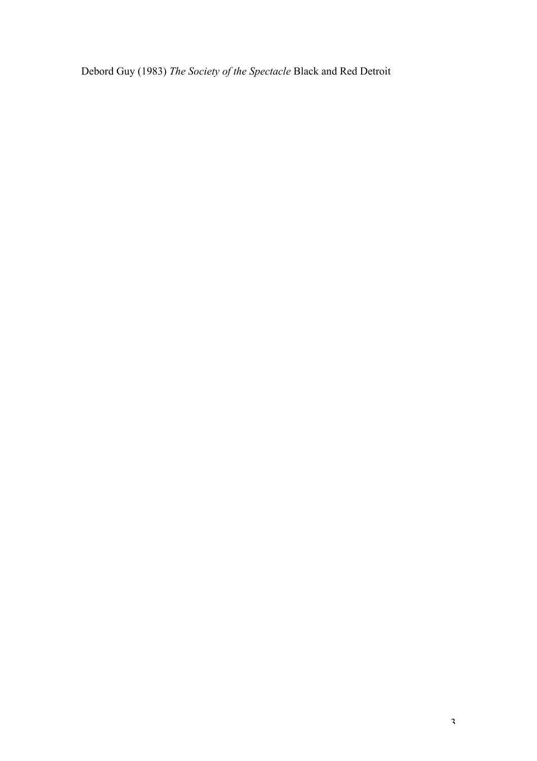Debord Guy (1983) *The Society of the Spectacle* Black and Red Detroit